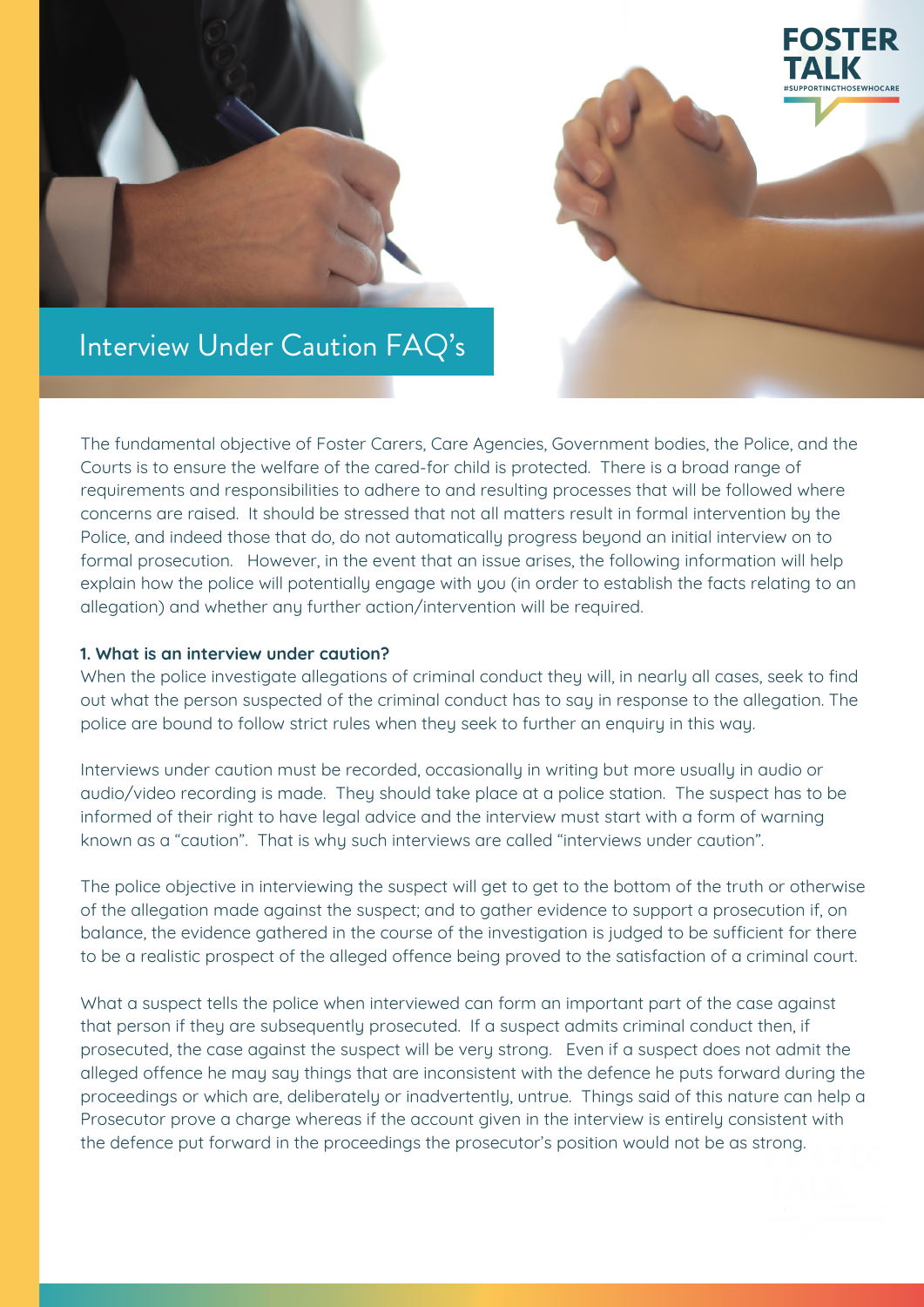# Interview Under Caution FAQ's

The fundamental objective of Foster Carers, Care Agencies, Government bodies, the Police, and the Courts is to ensure the welfare of the cared-for child is protected. There is a broad range of requirements and responsibilities to adhere to and resulting processes that will be followed where concerns are raised. It should be stressed that not all matters result in formal intervention by the Police, and indeed those that do, do not automatically progress beyond an initial interview on to formal prosecution. However, in the event that an issue arises, the following information will help explain how the police will potentially engage with you (in order to establish the facts relating to an allegation) and whether any further action/intervention will be required.

**1. What is an interview under caution?**

When the police investigate allegations of criminal conduct they will, in nearly all cases, seek to find out what the person suspected of the criminal conduct has to say in response to the allegation. The police are bound to follow strict rules when they seek to further an enquiry in this way.

Interviews under caution must be recorded, occasionally in writing but more usually in audio or audio/video recording is made. They should take place at a police station. The suspect has to be informed of their right to have legal advice and the interview must start with a form of warning known as a "caution". That is why such interviews are called "interviews under caution".

The police objective in interviewing the suspect will get to get to the bottom of the truth or otherwise of the allegation made against the suspect; and to gather evidence to support a prosecution if, on balance, the evidence gathered in the course of the investigation is judged to be sufficient for there to be a realistic prospect of the alleged offence being proved to the satisfaction of a criminal court.

What a suspect tells the police when interviewed can form an important part of the case against that person if they are subsequently prosecuted. If a suspect admits criminal conduct then, if prosecuted, the case against the suspect will be very strong. Even if a suspect does not admit the alleged offence he may say things that are inconsistent with the defence he puts forward during the proceedings or which are, deliberately or inadvertently, untrue. Things said of this nature can help a Prosecutor prove a charge whereas if the account given in the interview is entirely consistent with the defence put forward in the proceedings the prosecutor's position would not be as strong.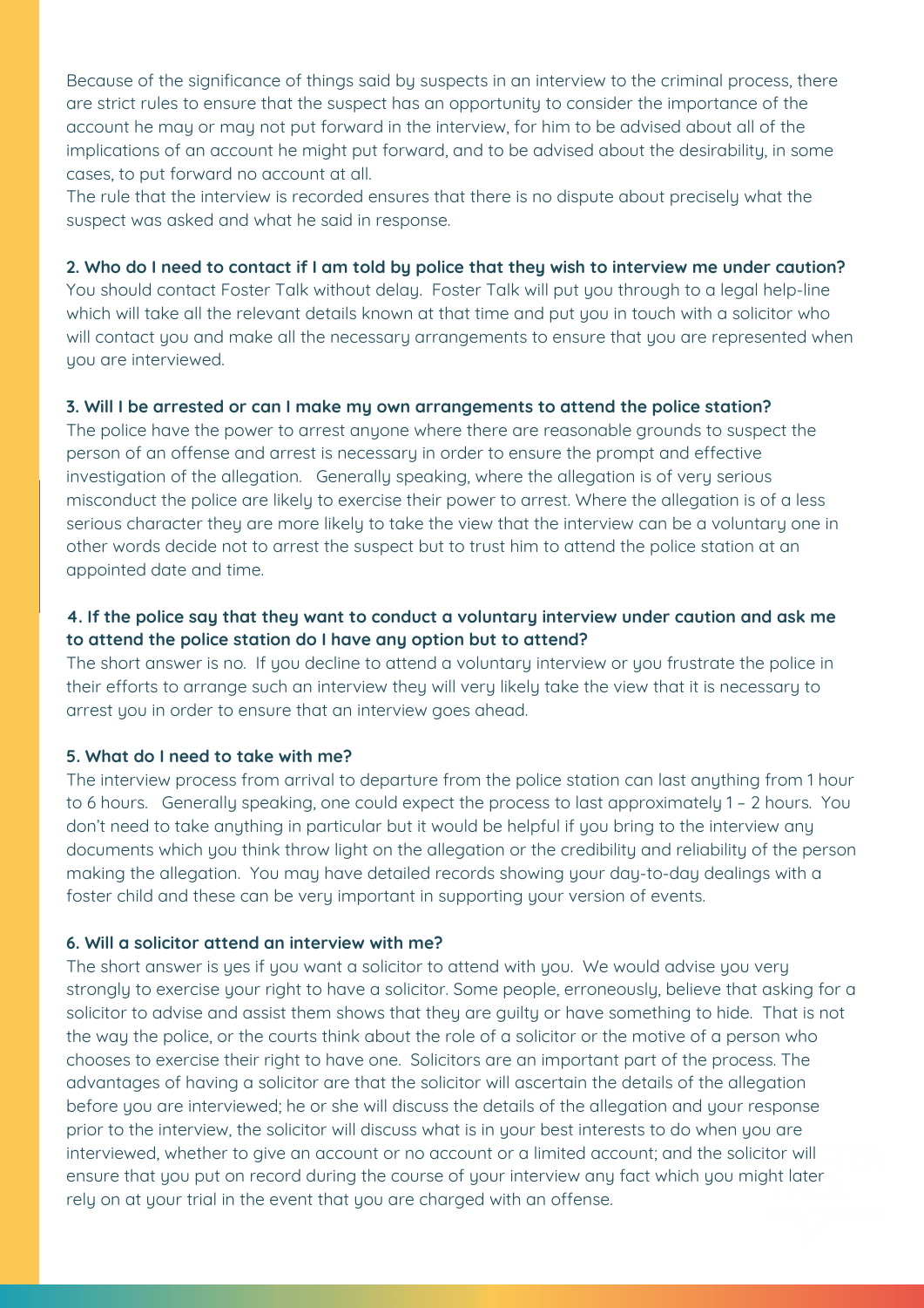Because of the significance of things said by suspects in an interview to the criminal process, there are strict rules to ensure that the suspect has an opportunity to consider the importance of the account he may or may not put forward in the interview, for him to be advised about all of the implications of an account he might put forward, and to be advised about the desirability, in some cases, to put forward no account at all.

The rule that the interview is recorded ensures that there is no dispute about precisely what the suspect was asked and what he said in response.

**2. Who do I need to contact if I am told by police that they wish to interview me under caution?**

You should contact Foster Talk without delay. Foster Talk will put you through to a legal help-line which will take all the relevant details known at that time and put you in touch with a solicitor who will contact you and make all the necessary arrangements to ensure that you are represented when you are interviewed.

**3. Will I be arrested or can I make my own arrangements to attend the police station?**

The police have the power to arrest anyone where there are reasonable grounds to suspect the person of an offense and arrest is necessary in order to ensure the prompt and effective investigation of the allegation. Generally speaking, where the allegation is of very serious misconduct the police are likely to exercise their power to arrest. Where the allegation is of a less serious character they are more likely to take the view that the interview can be a voluntary one in other words decide not to arrest the suspect but to trust him to attend the police station at an appointed date and time.

**4. If the police say that they want to conduct a voluntary interview under caution and ask me to attend the police station do I have any option but to attend?**

The short answer is no. If you decline to attend a voluntary interview or you frustrate the police in their efforts to arrange such an interview they will very likely take the view that it is necessary to arrest you in order to ensure that an interview goes ahead.

**5. What do I need to take with me?**

The interview process from arrival to departure from the police station can last anything from 1 hour to 6 hours. Generally speaking, one could expect the process to last approximately 1 – 2 hours. You don't need to take anything in particular but it would be helpful if you bring to the interview any documents which you think throw light on the allegation or the credibility and reliability of the person making the allegation. You may have detailed records showing your day-to-day dealings with a foster child and these can be very important in supporting your version of events.

**6. Will a solicitor attend an interview with me?**

The short answer is yes if you want a solicitor to attend with you. We would advise you very strongly to exercise your right to have a solicitor. Some people, erroneously, believe that asking for a solicitor to advise and assist them shows that they are guilty or have something to hide. That is not the way the police, or the courts think about the role of a solicitor or the motive of a person who chooses to exercise their right to have one. Solicitors are an important part of the process. The advantages of having a solicitor are that the solicitor will ascertain the details of the allegation before you are interviewed; he or she will discuss the details of the allegation and your response prior to the interview, the solicitor will discuss what is in your best interests to do when you are interviewed, whether to give an account or no account or a limited account; and the solicitor will ensure that you put on record during the course of your interview any fact which you might later rely on at your trial in the event that you are charged with an offense.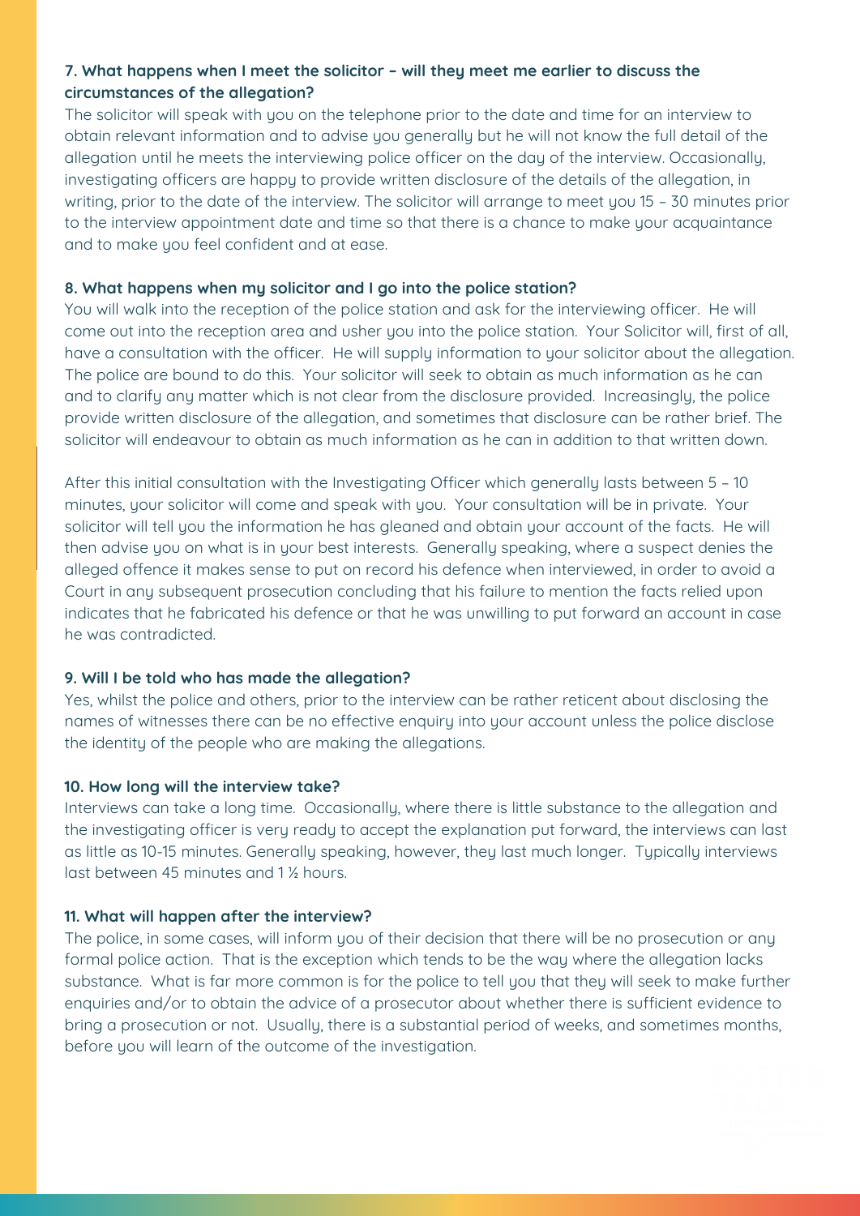**7. What happens when I meet the solicitor – will they meet me earlier to discuss the circumstances of the allegation?**

The solicitor will speak with you on the telephone prior to the date and time for an interview to obtain relevant information and to advise you generally but he will not know the full detail of the allegation until he meets the interviewing police officer on the day of the interview. Occasionally, investigating officers are happy to provide written disclosure of the details of the allegation, in writing, prior to the date of the interview. The solicitor will arrange to meet you 15 – 30 minutes prior to the interview appointment date and time so that there is a chance to make your acquaintance and to make you feel confident and at ease.

**8. What happens when my solicitor and I go into the police station?**

You will walk into the reception of the police station and ask for the interviewing officer. He will come out into the reception area and usher you into the police station. Your Solicitor will, first of all, have a consultation with the officer. He will supply information to your solicitor about the allegation. The police are bound to do this. Your solicitor will seek to obtain as much information as he can and to clarify any matter which is not clear from the disclosure provided. Increasingly, the police provide written disclosure of the allegation, and sometimes that disclosure can be rather brief. The solicitor will endeavour to obtain as much information as he can in addition to that written down.

After this initial consultation with the Investigating Officer which generally lasts between 5 – 10 minutes, your solicitor will come and speak with you. Your consultation will be in private. Your solicitor will tell you the information he has gleaned and obtain your account of the facts. He will then advise you on what is in your best interests. Generally speaking, where a suspect denies the alleged offence it makes sense to put on record his defence when interviewed, in order to avoid a Court in any subsequent prosecution concluding that his failure to mention the facts relied upon indicates that he fabricated his defence or that he was unwilling to put forward an account in case he was contradicted.

**9. Will I be told who has made the allegation?**

Yes, whilst the police and others, prior to the interview can be rather reticent about disclosing the names of witnesses there can be no effective enquiry into your account unless the police disclose the identity of the people who are making the allegations.

**10. How long will the interview take?**

Interviews can take a long time. Occasionally, where there is little substance to the allegation and the investigating officer is very ready to accept the explanation put forward, the interviews can last as little as 10-15 minutes. Generally speaking, however, they last much longer. Typically interviews last between 45 minutes and 1 ½ hours.

**11. What will happen after the interview?**

The police, in some cases, will inform you of their decision that there will be no prosecution or any formal police action. That is the exception which tends to be the way where the allegation lacks substance. What is far more common is for the police to tell you that they will seek to make further enquiries and/or to obtain the advice of a prosecutor about whether there is sufficient evidence to bring a prosecution or not. Usually, there is a substantial period of weeks, and sometimes months, before you will learn of the outcome of the investigation.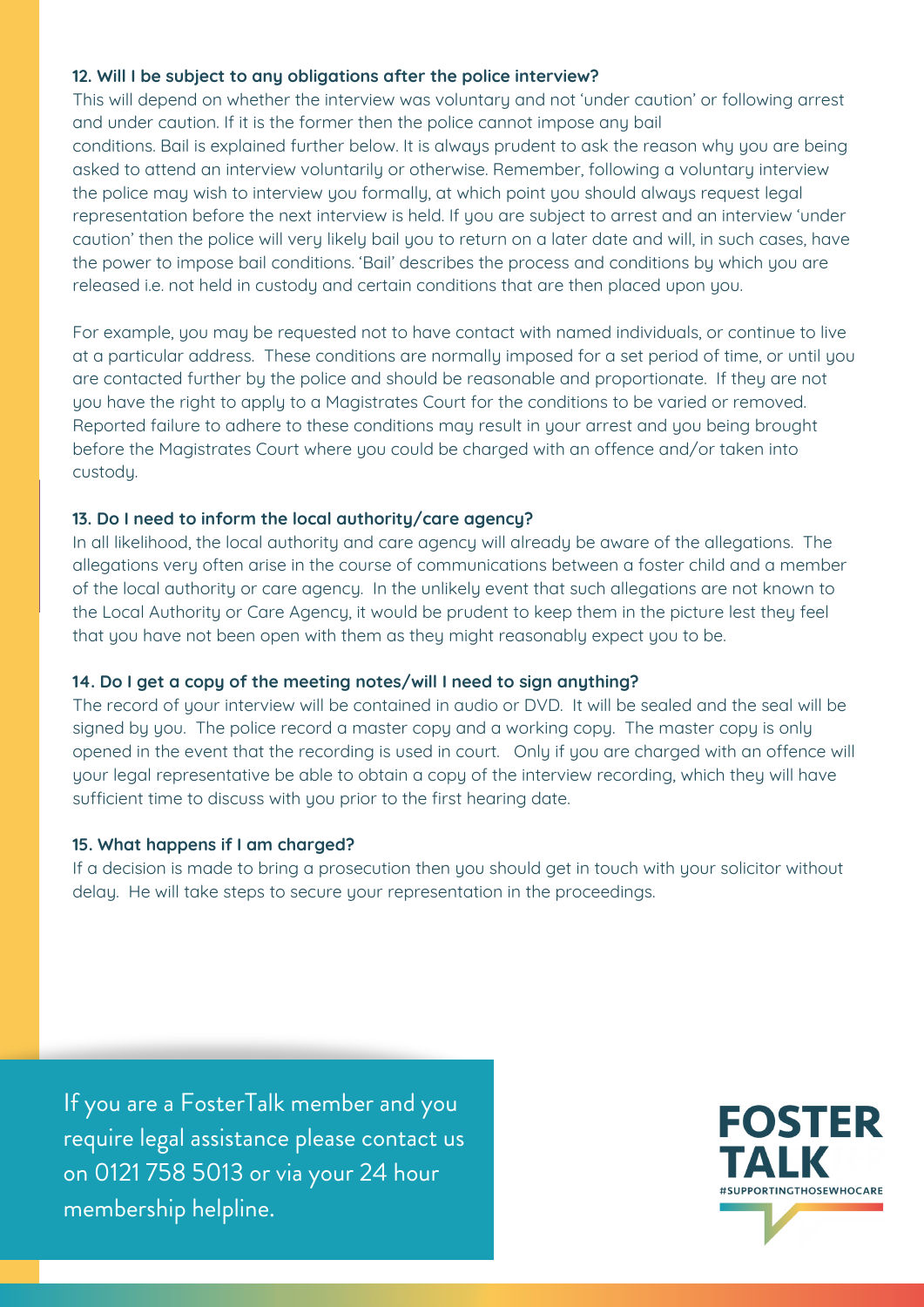### 12. Will I be subject to any obligations after the police interview?

This will depend on whether the interview was voluntary and not 'under caution' or following arrest and under caution. If it is the former then the police cannot impose any bail conditions. Bail is explained further below. It is always prudent to ask the reason why you are being asked to attend an interview voluntarily or otherwise. Remember, following a voluntary interview the police may wish to interview you formally, at which point you should always request legal representation before the next interview is held. If you are subject to arrest and an interview 'under caution' then the police will very likely bail you to return on a later date and will, in such cases, have the power to impose bail conditions. 'Bail' describes the process and conditions by which you are released i.e. not held in custody and certain conditions that are then placed upon you.

For example, you may be requested not to have contact with named individuals, or continue to live at a particular address. These conditions are normally imposed for a set period of time, or until you are contacted further by the police and should be reasonable and proportionate. If they are not you have the right to apply to a Magistrates Court for the conditions to be varied or removed. Reported failure to adhere to these conditions may result in your arrest and you being brought before the Magistrates Court where you could be charged with an offence and/or taken into custody.

### 13. Do I need to inform the local authority/care agency?

In all likelihood, the local authority and care agency will already be aware of the allegations. The allegations very often arise in the course of communications between a foster child and a member of the local authority or care agency. In the unlikely event that such allegations are not known to the Local Authority or Care Agency, it would be prudent to keep them in the picture lest they feel that you have not been open with them as they might reasonably expect you to be.

### 14. Do I get a copy of the meeting notes/will I need to sign anything?

The record of your interview will be contained in audio or DVD. It will be sealed and the seal will be signed by you. The police record a master copy and a working copy. The master copy is only opened in the event that the recording is used in court. Only if you are charged with an offence will your legal representative be able to obtain a copy of the interview recording, which they will have sufficient time to discuss with you prior to the first hearing date.

### 15. What happens if I am charged?

If a decision is made to bring a prosecution then you should get in touch with your solicitor without delay. He will take steps to secure your representation in the proceedings.

If you are a FosterTalk member and you require legal assistance please contact us on 0121 758 5013 or via your 24 hour membership helpline.

FOSTER TALK
#SUPPORTINGTHOSEWHOCARE